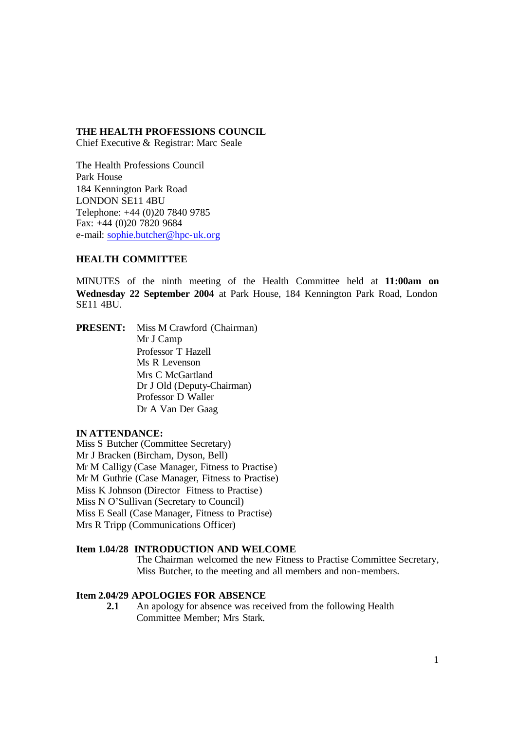**THE HEALTH PROFESSIONS COUNCIL**
Chief Executive & Registrar: Marc Seale

The Health Professions Council
Park House
184 Kennington Park Road
LONDON SE11 4BU
Telephone: +44 (0)20 7840 9785
Fax: +44 (0)20 7820 9684
e-mail: sophie.butcher@hpc-uk.org

**HEALTH COMMITTEE**

MINUTES of the ninth meeting of the Health Committee held at **11:00am on Wednesday 22 September 2004** at Park House, 184 Kennington Park Road, London SE11 4BU.

**PRESENT:**
Miss M Crawford (Chairman)
Mr J Camp
Professor T Hazell
Ms R Levenson
Mrs C McGartland
Dr J Old (Deputy-Chairman)
Professor D Waller
Dr A Van Der Gaag

**IN ATTENDANCE:**
Miss S Butcher (Committee Secretary)
Mr J Bracken (Bircham, Dyson, Bell)
Mr M Calligy (Case Manager, Fitness to Practise)
Mr M Guthrie (Case Manager, Fitness to Practise)
Miss K Johnson (Director Fitness to Practise)
Miss N O'Sullivan (Secretary to Council)
Miss E Seall (Case Manager, Fitness to Practise)
Mrs R Tripp (Communications Officer)

**Item 1.04/28 INTRODUCTION AND WELCOME**

The Chairman welcomed the new Fitness to Practise Committee Secretary, Miss Butcher, to the meeting and all members and non-members.

**Item 2.04/29 APOLOGIES FOR ABSENCE**

**2.1** An apology for absence was received from the following Health Committee Member; Mrs Stark.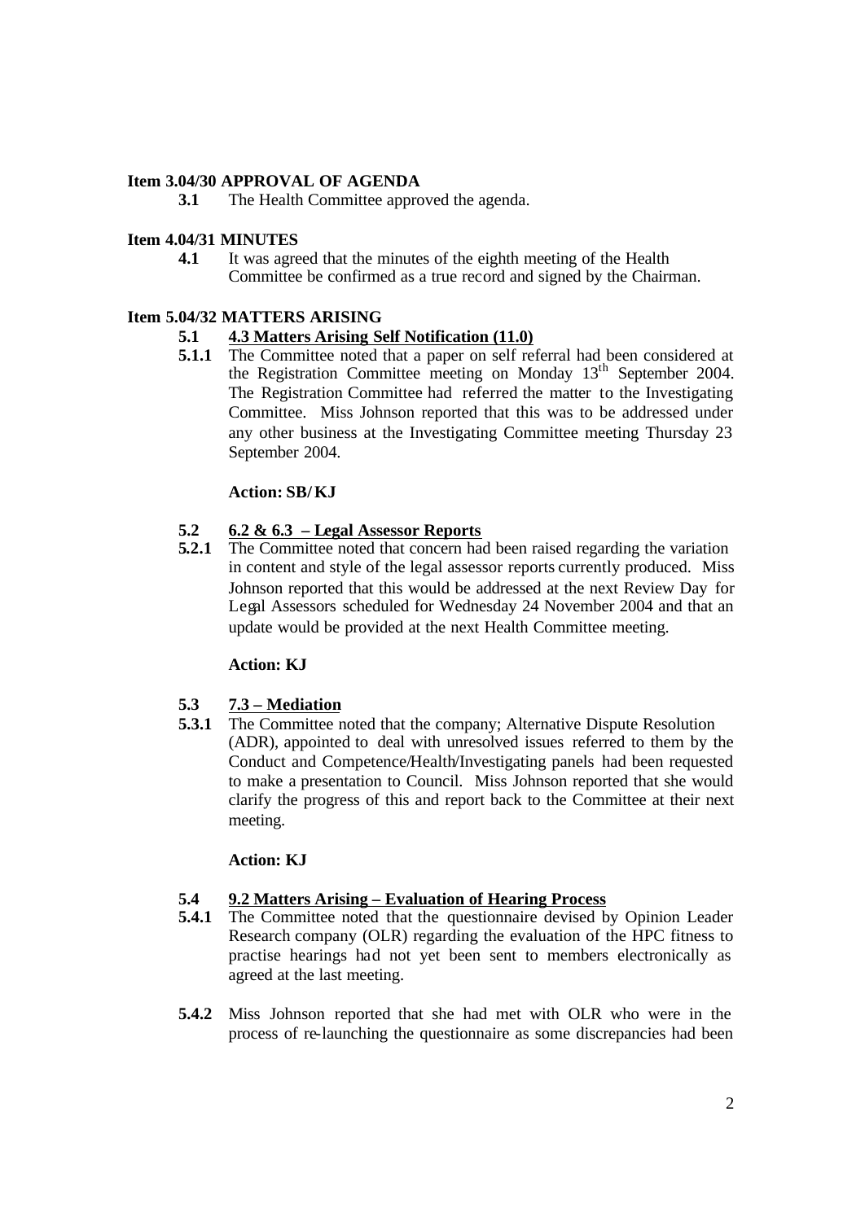**Item 3.04/30 APPROVAL OF AGENDA**

**3.1** The Health Committee approved the agenda.

**Item 4.04/31 MINUTES**

**4.1** It was agreed that the minutes of the eighth meeting of the Health Committee be confirmed as a true record and signed by the Chairman.

**Item 5.04/32 MATTERS ARISING**

**5.1** **<u>4.3 Matters Arising Self Notification (11.0)</u>**

**5.1.1** The Committee noted that a paper on self referral had been considered at the Registration Committee meeting on Monday 13th September 2004. The Registration Committee had referred the matter to the Investigating Committee. Miss Johnson reported that this was to be addressed under any other business at the Investigating Committee meeting Thursday 23 September 2004.

**Action: SB/ KJ**

**5.2** **<u>6.2 & 6.3 – Legal Assessor Reports</u>**

**5.2.1** The Committee noted that concern had been raised regarding the variation in content and style of the legal assessor reports currently produced. Miss Johnson reported that this would be addressed at the next Review Day for Legal Assessors scheduled for Wednesday 24 November 2004 and that an update would be provided at the next Health Committee meeting.

**Action: KJ**

**5.3** **<u>7.3 – Mediation</u>**

**5.3.1** The Committee noted that the company; Alternative Dispute Resolution (ADR), appointed to deal with unresolved issues referred to them by the Conduct and Competence/Health/Investigating panels had been requested to make a presentation to Council. Miss Johnson reported that she would clarify the progress of this and report back to the Committee at their next meeting.

**Action: KJ**

**5.4** **<u>9.2 Matters Arising – Evaluation of Hearing Process</u>**

**5.4.1** The Committee noted that the questionnaire devised by Opinion Leader Research company (OLR) regarding the evaluation of the HPC fitness to practise hearings had not yet been sent to members electronically as agreed at the last meeting.

**5.4.2** Miss Johnson reported that she had met with OLR who were in the process of re-launching the questionnaire as some discrepancies had been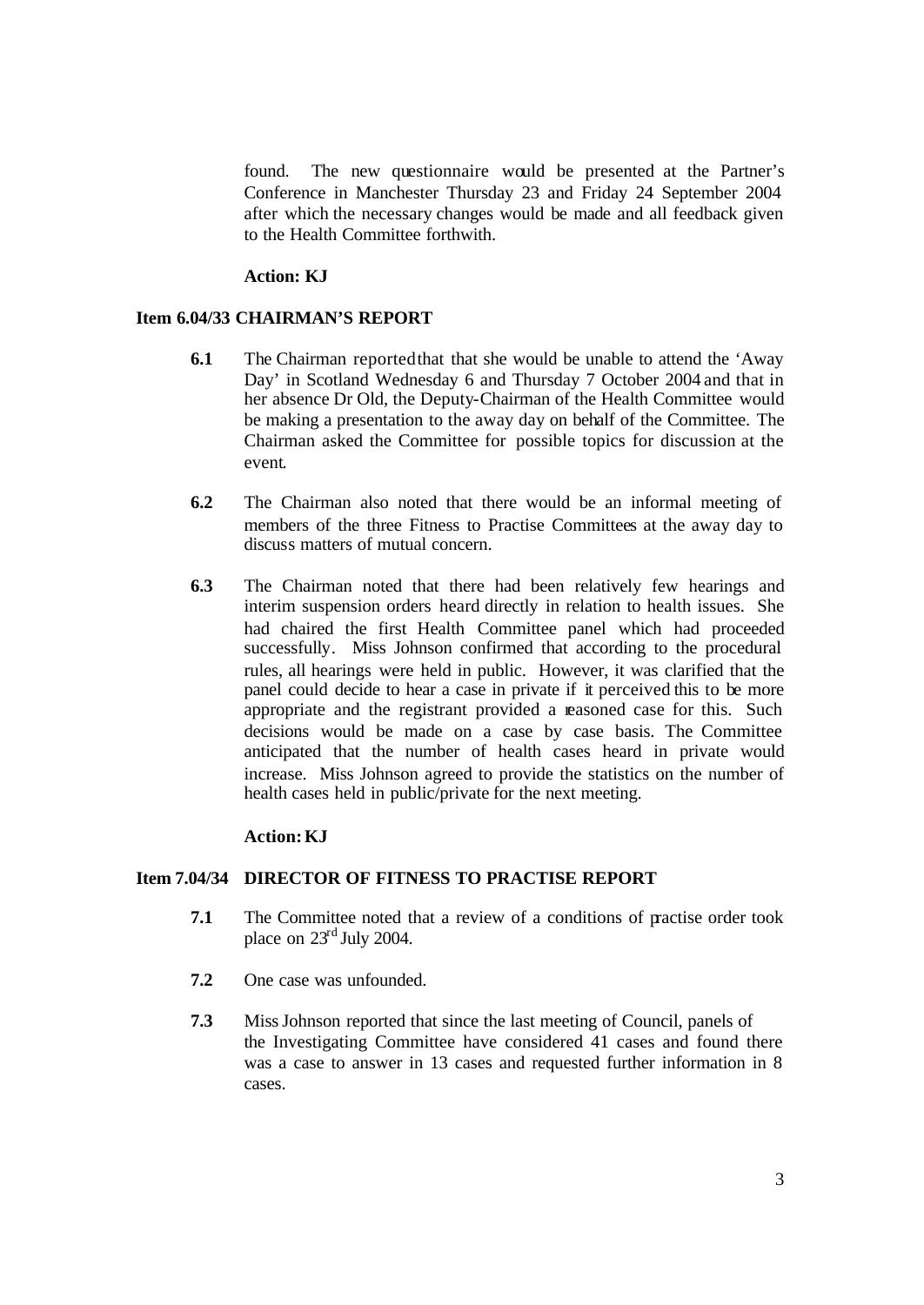found. The new questionnaire would be presented at the Partner's Conference in Manchester Thursday 23 and Friday 24 September 2004 after which the necessary changes would be made and all feedback given to the Health Committee forthwith.

**Action: KJ**

**Item 6.04/33 CHAIRMAN'S REPORT**

**6.1** The Chairman reported that that she would be unable to attend the 'Away Day' in Scotland Wednesday 6 and Thursday 7 October 2004 and that in her absence Dr Old, the Deputy-Chairman of the Health Committee would be making a presentation to the away day on behalf of the Committee. The Chairman asked the Committee for possible topics for discussion at the event.

**6.2** The Chairman also noted that there would be an informal meeting of members of the three Fitness to Practise Committees at the away day to discuss matters of mutual concern.

**6.3** The Chairman noted that there had been relatively few hearings and interim suspension orders heard directly in relation to health issues. She had chaired the first Health Committee panel which had proceeded successfully. Miss Johnson confirmed that according to the procedural rules, all hearings were held in public. However, it was clarified that the panel could decide to hear a case in private if it perceived this to be more appropriate and the registrant provided a reasoned case for this. Such decisions would be made on a case by case basis. The Committee anticipated that the number of health cases heard in private would increase. Miss Johnson agreed to provide the statistics on the number of health cases held in public/private for the next meeting.

**Action: KJ**

**Item 7.04/34 DIRECTOR OF FITNESS TO PRACTISE REPORT**

**7.1** The Committee noted that a review of a conditions of practise order took place on 23rd July 2004.

**7.2** One case was unfounded.

**7.3** Miss Johnson reported that since the last meeting of Council, panels of the Investigating Committee have considered 41 cases and found there was a case to answer in 13 cases and requested further information in 8 cases.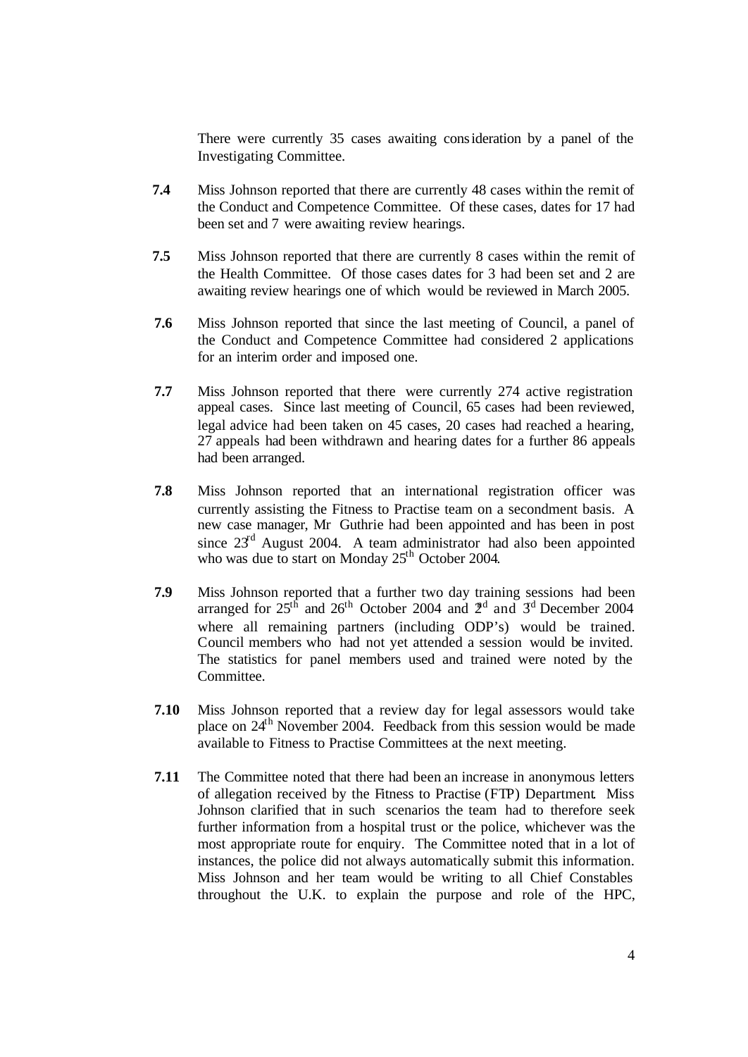There were currently 35 cases awaiting consideration by a panel of the Investigating Committee.

**7.4** Miss Johnson reported that there are currently 48 cases within the remit of the Conduct and Competence Committee. Of these cases, dates for 17 had been set and 7 were awaiting review hearings.

**7.5** Miss Johnson reported that there are currently 8 cases within the remit of the Health Committee. Of those cases dates for 3 had been set and 2 are awaiting review hearings one of which would be reviewed in March 2005.

**7.6** Miss Johnson reported that since the last meeting of Council, a panel of the Conduct and Competence Committee had considered 2 applications for an interim order and imposed one.

**7.7** Miss Johnson reported that there were currently 274 active registration appeal cases. Since last meeting of Council, 65 cases had been reviewed, legal advice had been taken on 45 cases, 20 cases had reached a hearing, 27 appeals had been withdrawn and hearing dates for a further 86 appeals had been arranged.

**7.8** Miss Johnson reported that an international registration officer was currently assisting the Fitness to Practise team on a secondment basis. A new case manager, Mr Guthrie had been appointed and has been in post since 23rd August 2004. A team administrator had also been appointed who was due to start on Monday 25th October 2004.

**7.9** Miss Johnson reported that a further two day training sessions had been arranged for 25th and 26th October 2004 and 2nd and 3rd December 2004 where all remaining partners (including ODP's) would be trained. Council members who had not yet attended a session would be invited. The statistics for panel members used and trained were noted by the Committee.

**7.10** Miss Johnson reported that a review day for legal assessors would take place on 24th November 2004. Feedback from this session would be made available to Fitness to Practise Committees at the next meeting.

**7.11** The Committee noted that there had been an increase in anonymous letters of allegation received by the Fitness to Practise (FTP) Department. Miss Johnson clarified that in such scenarios the team had to therefore seek further information from a hospital trust or the police, whichever was the most appropriate route for enquiry. The Committee noted that in a lot of instances, the police did not always automatically submit this information. Miss Johnson and her team would be writing to all Chief Constables throughout the U.K. to explain the purpose and role of the HPC,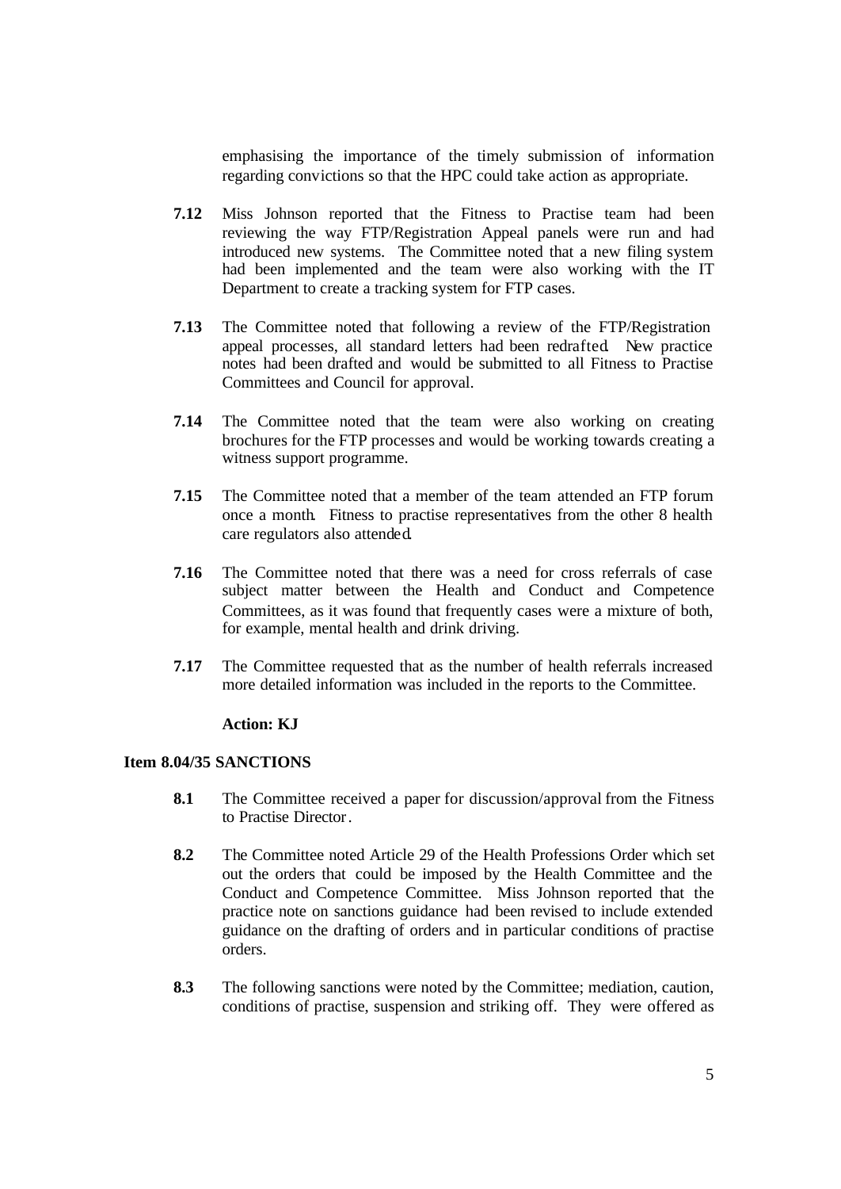emphasising the importance of the timely submission of information regarding convictions so that the HPC could take action as appropriate.

**7.12** Miss Johnson reported that the Fitness to Practise team had been reviewing the way FTP/Registration Appeal panels were run and had introduced new systems. The Committee noted that a new filing system had been implemented and the team were also working with the IT Department to create a tracking system for FTP cases.

**7.13** The Committee noted that following a review of the FTP/Registration appeal processes, all standard letters had been redrafted. New practice notes had been drafted and would be submitted to all Fitness to Practise Committees and Council for approval.

**7.14** The Committee noted that the team were also working on creating brochures for the FTP processes and would be working towards creating a witness support programme.

**7.15** The Committee noted that a member of the team attended an FTP forum once a month. Fitness to practise representatives from the other 8 health care regulators also attended.

**7.16** The Committee noted that there was a need for cross referrals of case subject matter between the Health and Conduct and Competence Committees, as it was found that frequently cases were a mixture of both, for example, mental health and drink driving.

**7.17** The Committee requested that as the number of health referrals increased more detailed information was included in the reports to the Committee.

**Action: KJ**

**Item 8.04/35 SANCTIONS**

**8.1** The Committee received a paper for discussion/approval from the Fitness to Practise Director.

**8.2** The Committee noted Article 29 of the Health Professions Order which set out the orders that could be imposed by the Health Committee and the Conduct and Competence Committee. Miss Johnson reported that the practice note on sanctions guidance had been revised to include extended guidance on the drafting of orders and in particular conditions of practise orders.

**8.3** The following sanctions were noted by the Committee; mediation, caution, conditions of practise, suspension and striking off. They were offered as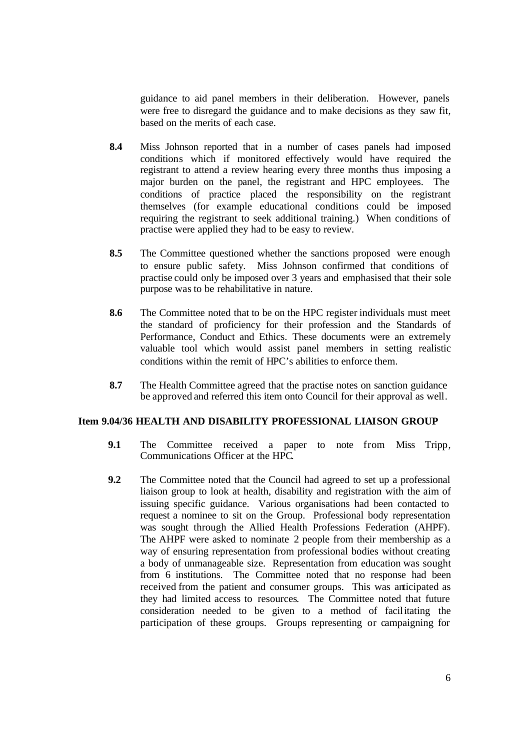guidance to aid panel members in their deliberation. However, panels were free to disregard the guidance and to make decisions as they saw fit, based on the merits of each case.

**8.4** Miss Johnson reported that in a number of cases panels had imposed conditions which if monitored effectively would have required the registrant to attend a review hearing every three months thus imposing a major burden on the panel, the registrant and HPC employees. The conditions of practice placed the responsibility on the registrant themselves (for example educational conditions could be imposed requiring the registrant to seek additional training.) When conditions of practise were applied they had to be easy to review.

**8.5** The Committee questioned whether the sanctions proposed were enough to ensure public safety. Miss Johnson confirmed that conditions of practise could only be imposed over 3 years and emphasised that their sole purpose was to be rehabilitative in nature.

**8.6** The Committee noted that to be on the HPC register individuals must meet the standard of proficiency for their profession and the Standards of Performance, Conduct and Ethics. These documents were an extremely valuable tool which would assist panel members in setting realistic conditions within the remit of HPC's abilities to enforce them.

**8.7** The Health Committee agreed that the practise notes on sanction guidance be approved and referred this item onto Council for their approval as well.

**Item 9.04/36 HEALTH AND DISABILITY PROFESSIONAL LIAISON GROUP**

**9.1** The Committee received a paper to note from Miss Tripp, Communications Officer at the HPC.

**9.2** The Committee noted that the Council had agreed to set up a professional liaison group to look at health, disability and registration with the aim of issuing specific guidance. Various organisations had been contacted to request a nominee to sit on the Group. Professional body representation was sought through the Allied Health Professions Federation (AHPF). The AHPF were asked to nominate 2 people from their membership as a way of ensuring representation from professional bodies without creating a body of unmanageable size. Representation from education was sought from 6 institutions. The Committee noted that no response had been received from the patient and consumer groups. This was anticipated as they had limited access to resources. The Committee noted that future consideration needed to be given to a method of facilitating the participation of these groups. Groups representing or campaigning for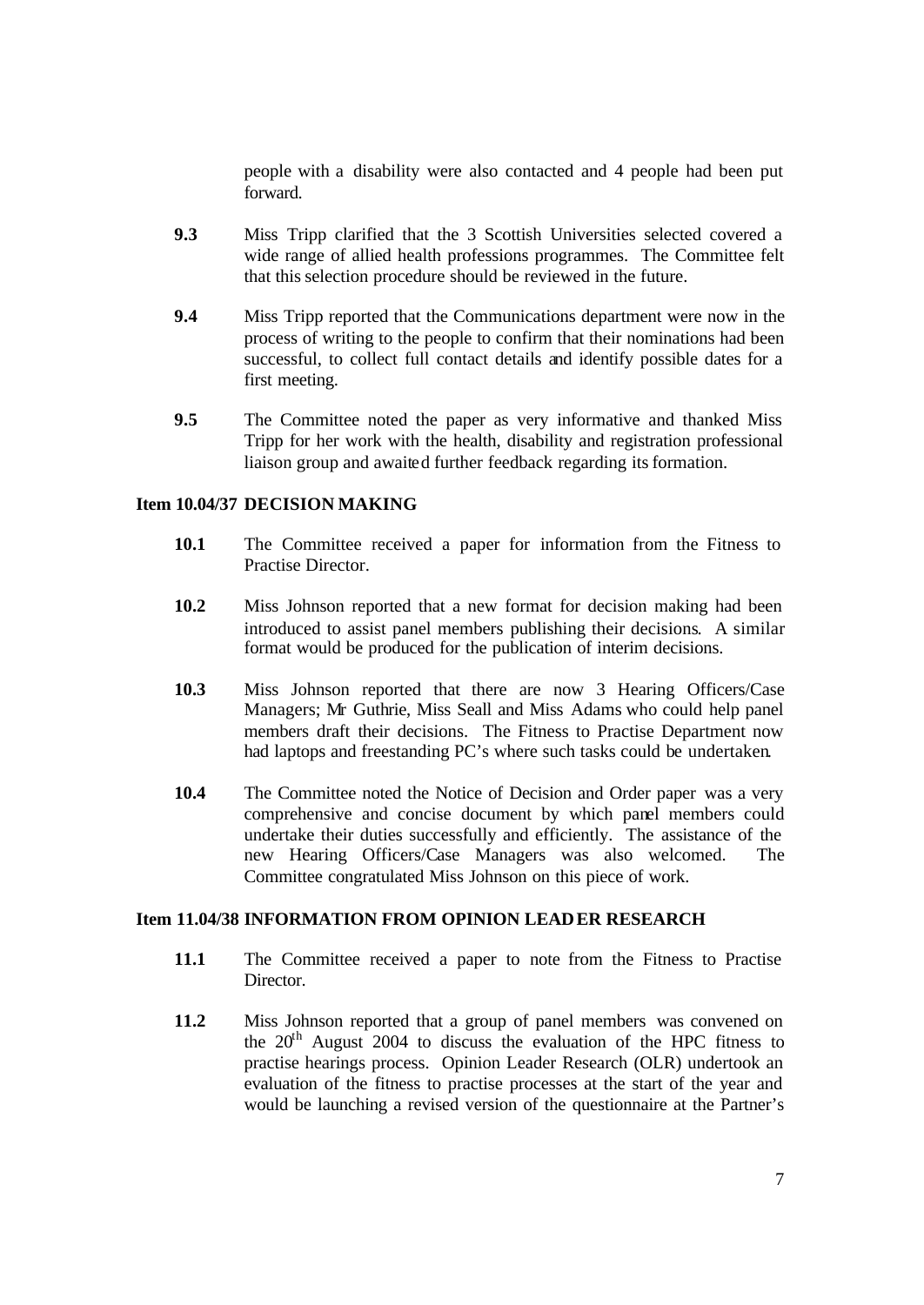people with a disability were also contacted and 4 people had been put forward.

**9.3** Miss Tripp clarified that the 3 Scottish Universities selected covered a wide range of allied health professions programmes. The Committee felt that this selection procedure should be reviewed in the future.

**9.4** Miss Tripp reported that the Communications department were now in the process of writing to the people to confirm that their nominations had been successful, to collect full contact details and identify possible dates for a first meeting.

**9.5** The Committee noted the paper as very informative and thanked Miss Tripp for her work with the health, disability and registration professional liaison group and awaited further feedback regarding its formation.

**Item 10.04/37 DECISION MAKING**

**10.1** The Committee received a paper for information from the Fitness to Practise Director.

**10.2** Miss Johnson reported that a new format for decision making had been introduced to assist panel members publishing their decisions. A similar format would be produced for the publication of interim decisions.

**10.3** Miss Johnson reported that there are now 3 Hearing Officers/Case Managers; Mr Guthrie, Miss Seall and Miss Adams who could help panel members draft their decisions. The Fitness to Practise Department now had laptops and freestanding PC's where such tasks could be undertaken.

**10.4** The Committee noted the Notice of Decision and Order paper was a very comprehensive and concise document by which panel members could undertake their duties successfully and efficiently. The assistance of the new Hearing Officers/Case Managers was also welcomed. The Committee congratulated Miss Johnson on this piece of work.

**Item 11.04/38 INFORMATION FROM OPINION LEADER RESEARCH**

**11.1** The Committee received a paper to note from the Fitness to Practise Director.

**11.2** Miss Johnson reported that a group of panel members was convened on the 20th August 2004 to discuss the evaluation of the HPC fitness to practise hearings process. Opinion Leader Research (OLR) undertook an evaluation of the fitness to practise processes at the start of the year and would be launching a revised version of the questionnaire at the Partner's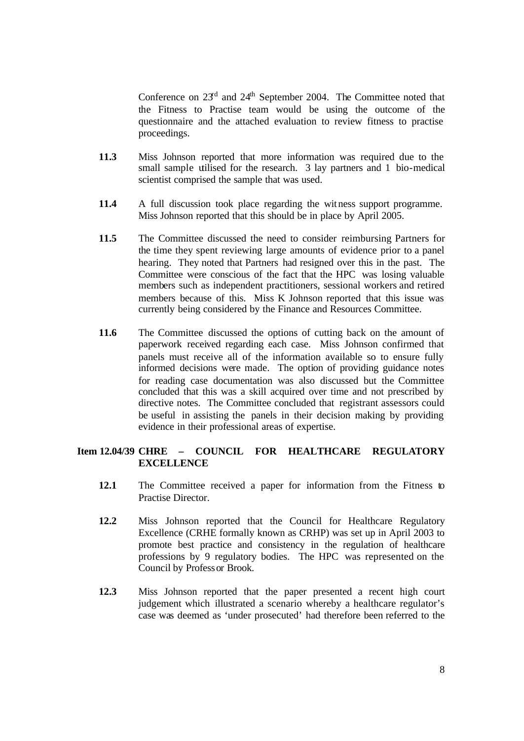Conference on 23rd and 24th September 2004. The Committee noted that the Fitness to Practise team would be using the outcome of the questionnaire and the attached evaluation to review fitness to practise proceedings.

**11.3** Miss Johnson reported that more information was required due to the small sample utilised for the research. 3 lay partners and 1 bio-medical scientist comprised the sample that was used.

**11.4** A full discussion took place regarding the witness support programme. Miss Johnson reported that this should be in place by April 2005.

**11.5** The Committee discussed the need to consider reimbursing Partners for the time they spent reviewing large amounts of evidence prior to a panel hearing. They noted that Partners had resigned over this in the past. The Committee were conscious of the fact that the HPC was losing valuable members such as independent practitioners, sessional workers and retired members because of this. Miss K Johnson reported that this issue was currently being considered by the Finance and Resources Committee.

**11.6** The Committee discussed the options of cutting back on the amount of paperwork received regarding each case. Miss Johnson confirmed that panels must receive all of the information available so to ensure fully informed decisions were made. The option of providing guidance notes for reading case documentation was also discussed but the Committee concluded that this was a skill acquired over time and not prescribed by directive notes. The Committee concluded that registrant assessors could be useful in assisting the panels in their decision making by providing evidence in their professional areas of expertise.

## Item 12.04/39 CHRE – COUNCIL FOR HEALTHCARE REGULATORY EXCELLENCE

**12.1** The Committee received a paper for information from the Fitness to Practise Director.

**12.2** Miss Johnson reported that the Council for Healthcare Regulatory Excellence (CRHE formally known as CRHP) was set up in April 2003 to promote best practice and consistency in the regulation of healthcare professions by 9 regulatory bodies. The HPC was represented on the Council by Professor Brook.

**12.3** Miss Johnson reported that the paper presented a recent high court judgement which illustrated a scenario whereby a healthcare regulator's case was deemed as 'under prosecuted' had therefore been referred to the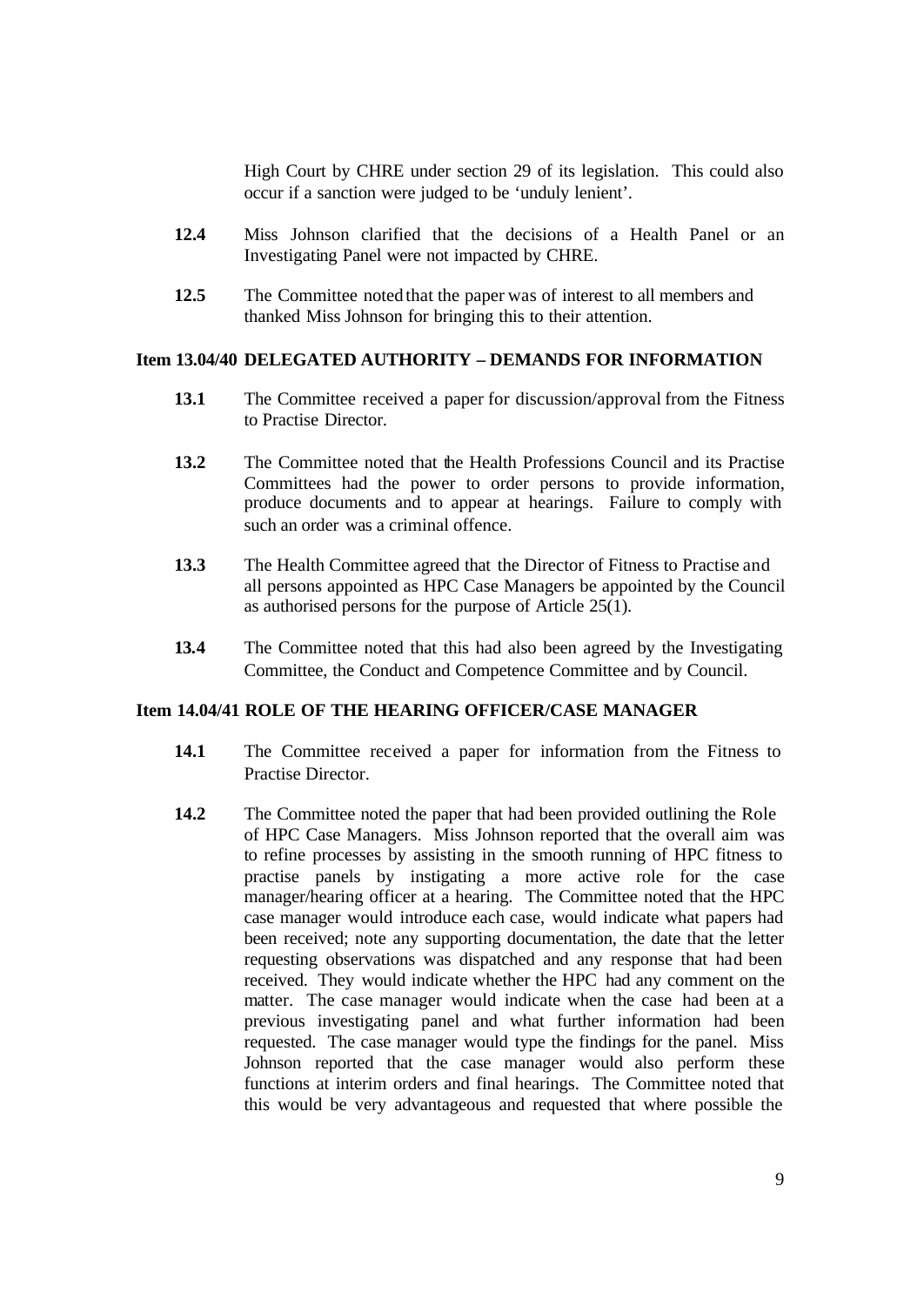High Court by CHRE under section 29 of its legislation. This could also occur if a sanction were judged to be 'unduly lenient'.

**12.4** Miss Johnson clarified that the decisions of a Health Panel or an Investigating Panel were not impacted by CHRE.

**12.5** The Committee noted that the paper was of interest to all members and thanked Miss Johnson for bringing this to their attention.

### Item 13.04/40 DELEGATED AUTHORITY – DEMANDS FOR INFORMATION

**13.1** The Committee received a paper for discussion/approval from the Fitness to Practise Director.

**13.2** The Committee noted that the Health Professions Council and its Practise Committees had the power to order persons to provide information, produce documents and to appear at hearings. Failure to comply with such an order was a criminal offence.

**13.3** The Health Committee agreed that the Director of Fitness to Practise and all persons appointed as HPC Case Managers be appointed by the Council as authorised persons for the purpose of Article 25(1).

**13.4** The Committee noted that this had also been agreed by the Investigating Committee, the Conduct and Competence Committee and by Council.

### Item 14.04/41 ROLE OF THE HEARING OFFICER/CASE MANAGER

**14.1** The Committee received a paper for information from the Fitness to Practise Director.

**14.2** The Committee noted the paper that had been provided outlining the Role of HPC Case Managers. Miss Johnson reported that the overall aim was to refine processes by assisting in the smooth running of HPC fitness to practise panels by instigating a more active role for the case manager/hearing officer at a hearing. The Committee noted that the HPC case manager would introduce each case, would indicate what papers had been received; note any supporting documentation, the date that the letter requesting observations was dispatched and any response that had been received. They would indicate whether the HPC had any comment on the matter. The case manager would indicate when the case had been at a previous investigating panel and what further information had been requested. The case manager would type the findings for the panel. Miss Johnson reported that the case manager would also perform these functions at interim orders and final hearings. The Committee noted that this would be very advantageous and requested that where possible the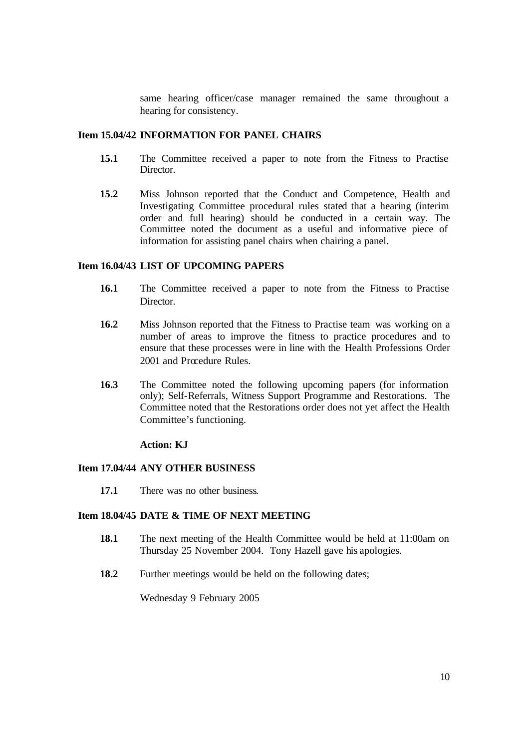same hearing officer/case manager remained the same throughout a hearing for consistency.

**Item 15.04/42 INFORMATION FOR PANEL CHAIRS**

**15.1** The Committee received a paper to note from the Fitness to Practise Director.

**15.2** Miss Johnson reported that the Conduct and Competence, Health and Investigating Committee procedural rules stated that a hearing (interim order and full hearing) should be conducted in a certain way. The Committee noted the document as a useful and informative piece of information for assisting panel chairs when chairing a panel.

**Item 16.04/43 LIST OF UPCOMING PAPERS**

**16.1** The Committee received a paper to note from the Fitness to Practise Director.

**16.2** Miss Johnson reported that the Fitness to Practise team was working on a number of areas to improve the fitness to practice procedures and to ensure that these processes were in line with the Health Professions Order 2001 and Procedure Rules.

**16.3** The Committee noted the following upcoming papers (for information only); Self-Referrals, Witness Support Programme and Restorations. The Committee noted that the Restorations order does not yet affect the Health Committee's functioning.

**Action: KJ**

**Item 17.04/44 ANY OTHER BUSINESS**

**17.1** There was no other business.

**Item 18.04/45 DATE & TIME OF NEXT MEETING**

**18.1** The next meeting of the Health Committee would be held at 11:00am on Thursday 25 November 2004. Tony Hazell gave his apologies.

**18.2** Further meetings would be held on the following dates;

Wednesday 9 February 2005